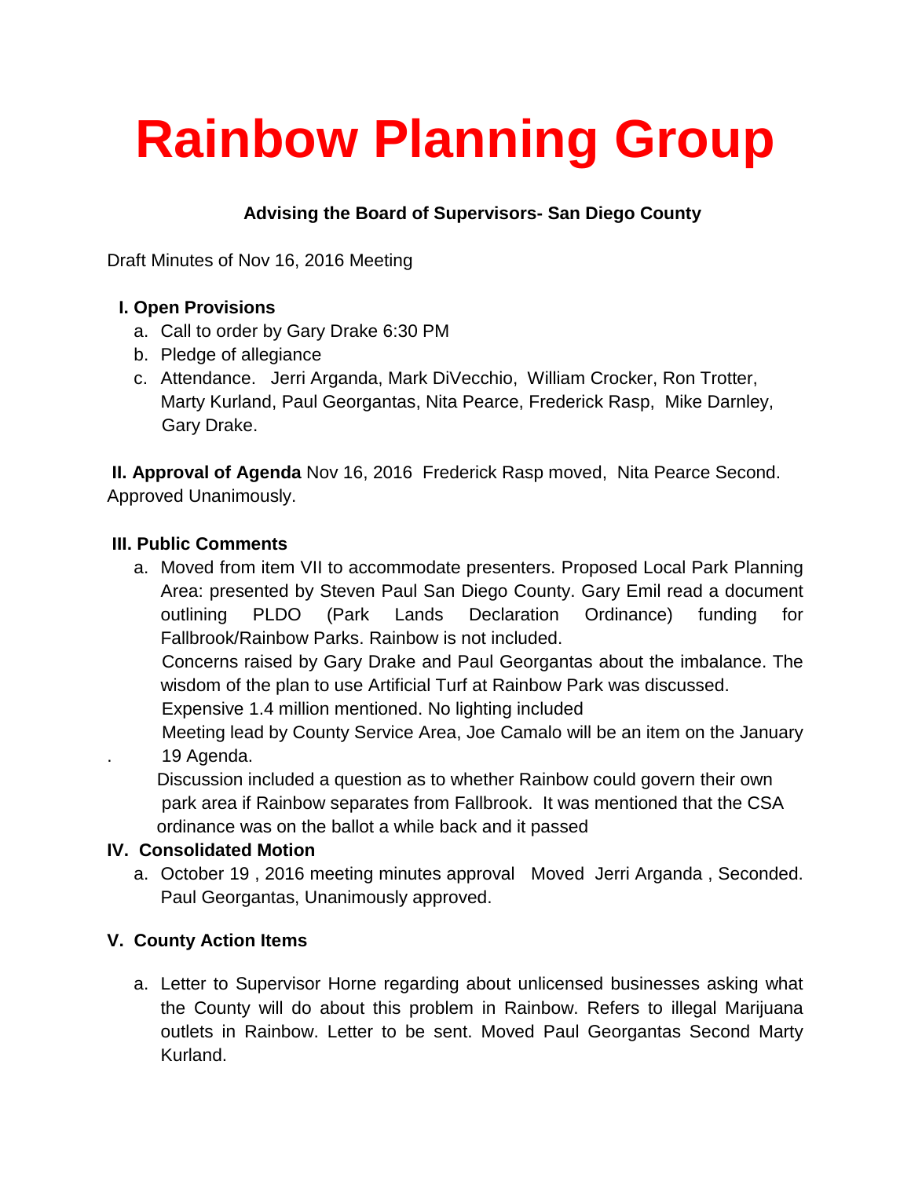# Rainbow Planning Group

**Advising the Board of Supervisors- San Diego County**

Draft Minutes of Nov 16, 2016 Meeting

**I. Open Provisions**

a. Call to order by Gary Drake 6:30 PM
b. Pledge of allegiance
c. Attendance. Jerri Arganda, Mark DiVecchio, William Crocker, Ron Trotter, Marty Kurland, Paul Georgantas, Nita Pearce, Frederick Rasp, Mike Darnley, Gary Drake.

**II. Approval of Agenda** Nov 16, 2016 Frederick Rasp moved, Nita Pearce Second. Approved Unanimously.

**III. Public Comments**

a. Moved from item VII to accommodate presenters. Proposed Local Park Planning Area: presented by Steven Paul San Diego County. Gary Emil read a document outlining PLDO (Park Lands Declaration Ordinance) funding for Fallbrook/Rainbow Parks. Rainbow is not included.
Concerns raised by Gary Drake and Paul Georgantas about the imbalance. The wisdom of the plan to use Artificial Turf at Rainbow Park was discussed.
Expensive 1.4 million mentioned. No lighting included
Meeting lead by County Service Area, Joe Camalo will be an item on the January 19 Agenda.
Discussion included a question as to whether Rainbow could govern their own park area if Rainbow separates from Fallbrook. It was mentioned that the CSA ordinance was on the ballot a while back and it passed

**IV. Consolidated Motion**

a. October 19 , 2016 meeting minutes approval Moved Jerri Arganda , Seconded. Paul Georgantas, Unanimously approved.

**V. County Action Items**

a. Letter to Supervisor Horne regarding about unlicensed businesses asking what the County will do about this problem in Rainbow. Refers to illegal Marijuana outlets in Rainbow. Letter to be sent. Moved Paul Georgantas Second Marty Kurland.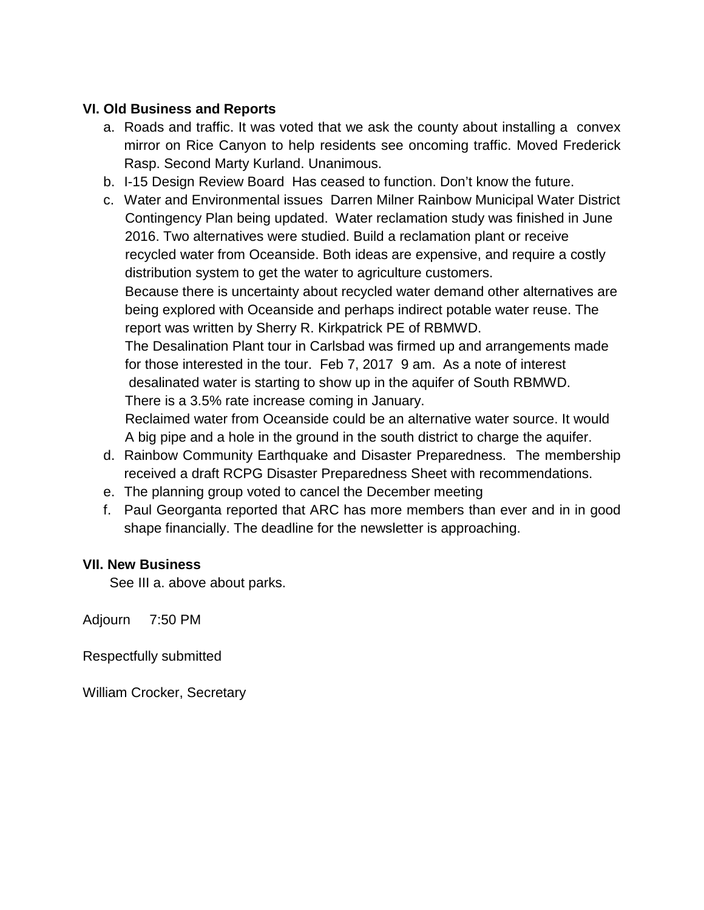**VI. Old Business and Reports**

a. Roads and traffic. It was voted that we ask the county about installing a convex mirror on Rice Canyon to help residents see oncoming traffic. Moved Frederick Rasp. Second Marty Kurland. Unanimous.
b. I-15 Design Review Board Has ceased to function. Don't know the future.
c. Water and Environmental issues Darren Milner Rainbow Municipal Water District Contingency Plan being updated. Water reclamation study was finished in June 2016. Two alternatives were studied. Build a reclamation plant or receive recycled water from Oceanside. Both ideas are expensive, and require a costly distribution system to get the water to agriculture customers.
   Because there is uncertainty about recycled water demand other alternatives are being explored with Oceanside and perhaps indirect potable water reuse. The report was written by Sherry R. Kirkpatrick PE of RBMWD.
   The Desalination Plant tour in Carlsbad was firmed up and arrangements made for those interested in the tour. Feb 7, 2017 9 am. As a note of interest desalinated water is starting to show up in the aquifer of South RBMWD.
   There is a 3.5% rate increase coming in January.
   Reclaimed water from Oceanside could be an alternative water source. It would A big pipe and a hole in the ground in the south district to charge the aquifer.
d. Rainbow Community Earthquake and Disaster Preparedness. The membership received a draft RCPG Disaster Preparedness Sheet with recommendations.
e. The planning group voted to cancel the December meeting
f. Paul Georganta reported that ARC has more members than ever and in in good shape financially. The deadline for the newsletter is approaching.

**VII. New Business**

See III a. above about parks.

Adjourn 7:50 PM

Respectfully submitted

William Crocker, Secretary